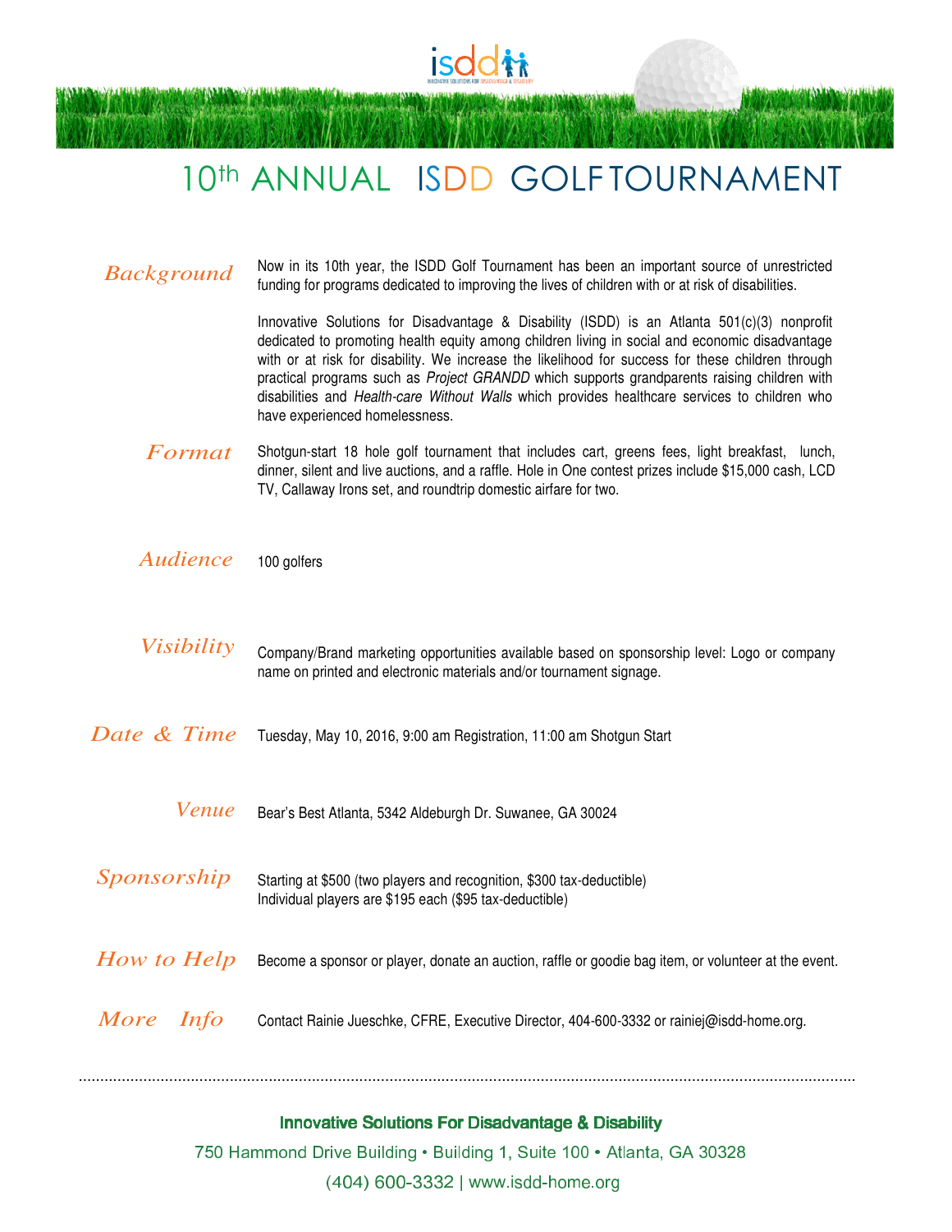isdd
INNOVATIVE SOLUTIONS FOR DISADVANTAGE & DISABILITY

# 10th ANNUAL ISDD GOLF TOURNAMENT

**Background**

Now in its 10th year, the ISDD Golf Tournament has been an important source of unrestricted funding for programs dedicated to improving the lives of children with or at risk of disabilities.

Innovative Solutions for Disadvantage & Disability (ISDD) is an Atlanta 501(c)(3) nonprofit dedicated to promoting health equity among children living in social and economic disadvantage with or at risk for disability. We increase the likelihood for success for these children through practical programs such as *Project GRANDD* which supports grandparents raising children with disabilities and *Health-care Without Walls* which provides healthcare services to children who have experienced homelessness.

**Format**

Shotgun-start 18 hole golf tournament that includes cart, greens fees, light breakfast, lunch, dinner, silent and live auctions, and a raffle. Hole in One contest prizes include $15,000 cash, LCD TV, Callaway Irons set, and roundtrip domestic airfare for two.

**Audience**

100 golfers

**Visibility**

Company/Brand marketing opportunities available based on sponsorship level: Logo or company name on printed and electronic materials and/or tournament signage.

**Date & Time**

Tuesday, May 10, 2016, 9:00 am Registration, 11:00 am Shotgun Start

**Venue**

Bear's Best Atlanta, 5342 Aldeburgh Dr. Suwanee, GA 30024

**Sponsorship**

Starting at $500 (two players and recognition, $300 tax-deductible)
Individual players are $195 each ($95 tax-deductible)

**How to Help**

Become a sponsor or player, donate an auction, raffle or goodie bag item, or volunteer at the event.

**More Info**

Contact Rainie Jueschke, CFRE, Executive Director, 404-600-3332 or rainiej@isdd-home.org.

---

**Innovative Solutions For Disadvantage & Disability**

750 Hammond Drive Building • Building 1, Suite 100 • Atlanta, GA 30328

(404) 600-3332 | www.isdd-home.org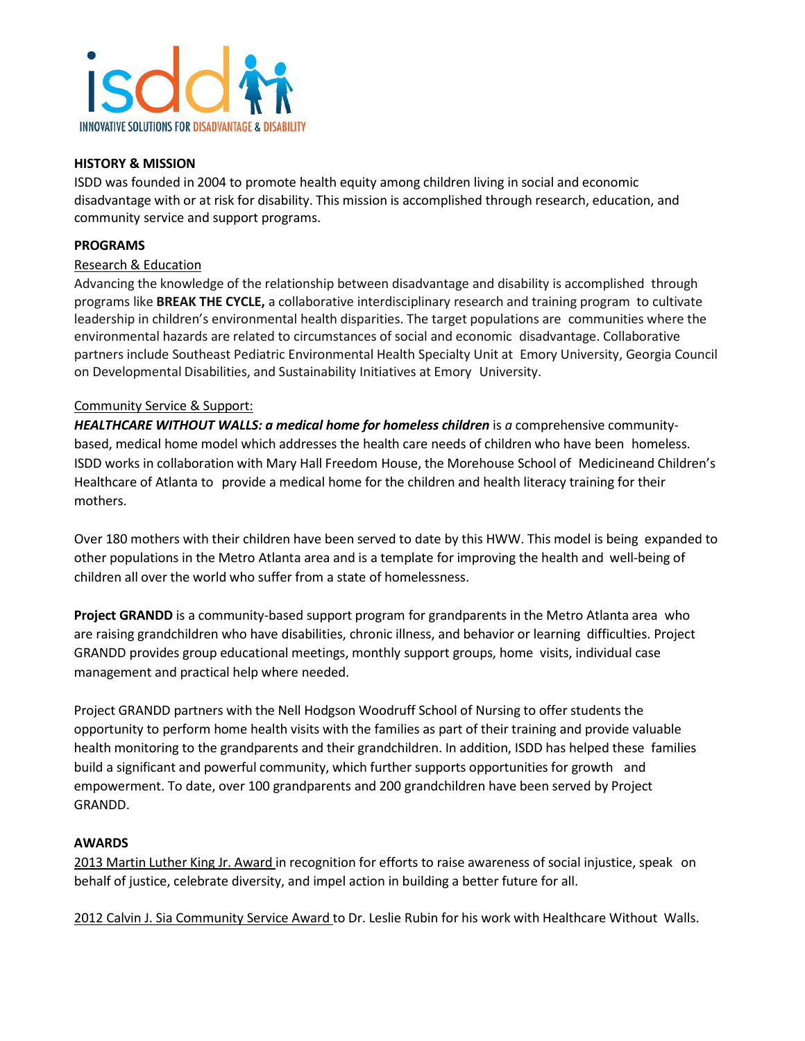isdd

INNOVATIVE SOLUTIONS FOR DISADVANTAGE & DISABILITY

**HISTORY & MISSION**

ISDD was founded in 2004 to promote health equity among children living in social and economic disadvantage with or at risk for disability. This mission is accomplished through research, education, and community service and support programs.

**PROGRAMS**

Research & Education

Advancing the knowledge of the relationship between disadvantage and disability is accomplished through programs like **BREAK THE CYCLE,** a collaborative interdisciplinary research and training program to cultivate leadership in children's environmental health disparities. The target populations are communities where the environmental hazards are related to circumstances of social and economic disadvantage. Collaborative partners include Southeast Pediatric Environmental Health Specialty Unit at Emory University, Georgia Council on Developmental Disabilities, and Sustainability Initiatives at Emory University.

Community Service & Support:

***HEALTHCARE WITHOUT WALLS: a medical home for homeless children*** is *a* comprehensive community-based, medical home model which addresses the health care needs of children who have been homeless. ISDD works in collaboration with Mary Hall Freedom House, the Morehouse School of Medicineand Children's Healthcare of Atlanta to provide a medical home for the children and health literacy training for their mothers.

Over 180 mothers with their children have been served to date by this HWW. This model is being expanded to other populations in the Metro Atlanta area and is a template for improving the health and well-being of children all over the world who suffer from a state of homelessness.

**Project GRANDD** is a community-based support program for grandparents in the Metro Atlanta area who are raising grandchildren who have disabilities, chronic illness, and behavior or learning difficulties. Project GRANDD provides group educational meetings, monthly support groups, home visits, individual case management and practical help where needed.

Project GRANDD partners with the Nell Hodgson Woodruff School of Nursing to offer students the opportunity to perform home health visits with the families as part of their training and provide valuable health monitoring to the grandparents and their grandchildren. In addition, ISDD has helped these families build a significant and powerful community, which further supports opportunities for growth and empowerment. To date, over 100 grandparents and 200 grandchildren have been served by Project GRANDD.

**AWARDS**

2013 Martin Luther King Jr. Award in recognition for efforts to raise awareness of social injustice, speak on behalf of justice, celebrate diversity, and impel action in building a better future for all.

2012 Calvin J. Sia Community Service Award to Dr. Leslie Rubin for his work with Healthcare Without Walls.